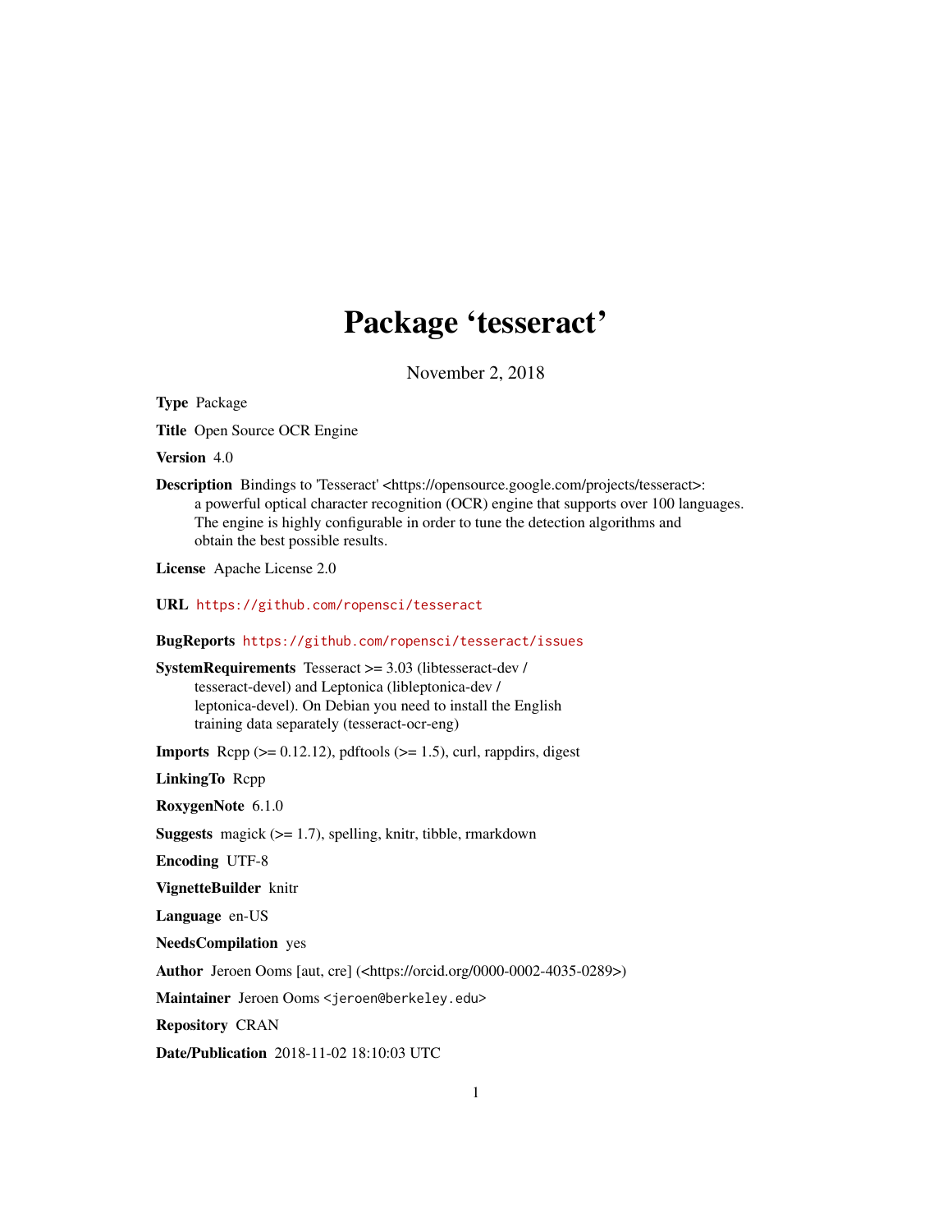# Package 'tesseract'

November 2, 2018

**Type** Package

**Title** Open Source OCR Engine

**Version** 4.0

**Description** Bindings to 'Tesseract' <https://opensource.google.com/projects/tesseract>: a powerful optical character recognition (OCR) engine that supports over 100 languages. The engine is highly configurable in order to tune the detection algorithms and obtain the best possible results.

**License** Apache License 2.0

**URL** https://github.com/ropensci/tesseract

**BugReports** https://github.com/ropensci/tesseract/issues

**SystemRequirements** Tesseract >= 3.03 (libtesseract-dev / tesseract-devel) and Leptonica (libleptonica-dev / leptonica-devel). On Debian you need to install the English training data separately (tesseract-ocr-eng)

**Imports** Rcpp (>= 0.12.12), pdftools (>= 1.5), curl, rappdirs, digest

**LinkingTo** Rcpp

**RoxygenNote** 6.1.0

**Suggests** magick (>= 1.7), spelling, knitr, tibble, rmarkdown

**Encoding** UTF-8

**VignetteBuilder** knitr

**Language** en-US

**NeedsCompilation** yes

**Author** Jeroen Ooms [aut, cre] (<https://orcid.org/0000-0002-4035-0289>)

**Maintainer** Jeroen Ooms <jeroen@berkeley.edu>

**Repository** CRAN

**Date/Publication** 2018-11-02 18:10:03 UTC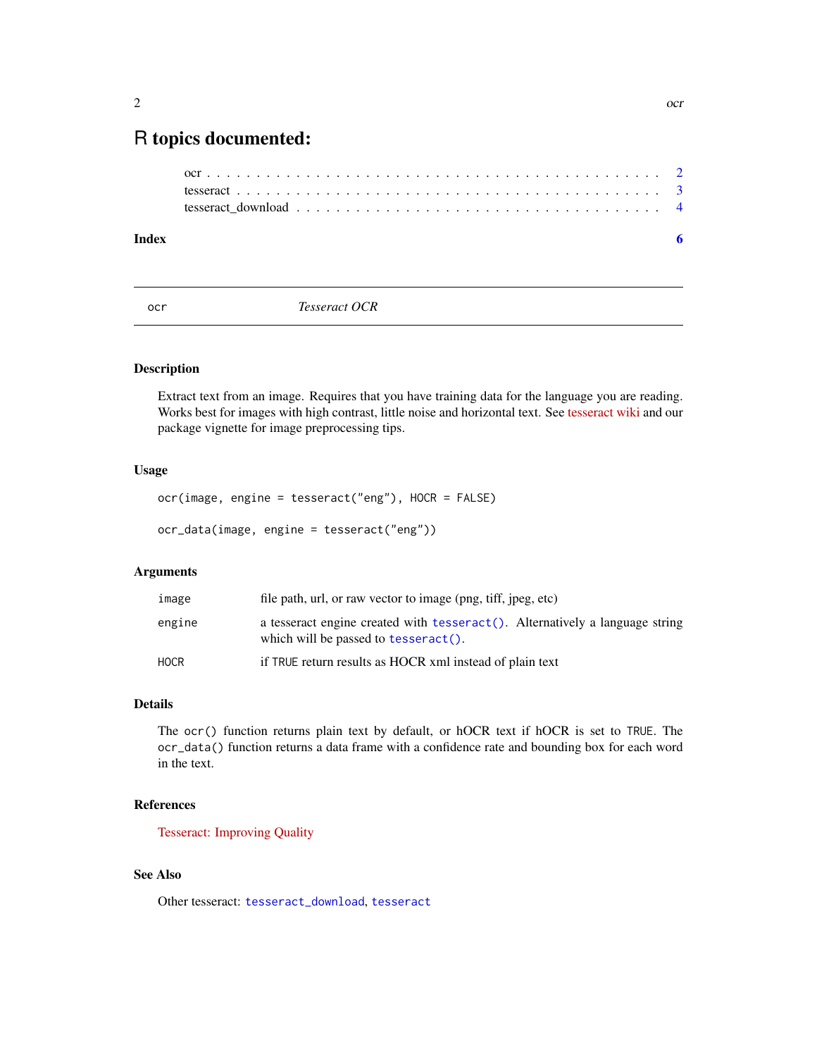# R topics documented:

ocr . . . . . . . . . . . . . . . . . . . . . . . . . . . . . . . . . . . . . . . . . . . . 2
tesseract . . . . . . . . . . . . . . . . . . . . . . . . . . . . . . . . . . . . . . . . . 3
tesseract_download . . . . . . . . . . . . . . . . . . . . . . . . . . . . . . . . . . . 4

**Index** **6**

---

`ocr` *Tesseract OCR*

---

### Description

Extract text from an image. Requires that you have training data for the language you are reading. Works best for images with high contrast, little noise and horizontal text. See tesseract wiki and our package vignette for image preprocessing tips.

### Usage

```
ocr(image, engine = tesseract("eng"), HOCR = FALSE)

ocr_data(image, engine = tesseract("eng"))
```

### Arguments

| | |
|---|---|
| `image` | file path, url, or raw vector to image (png, tiff, jpeg, etc) |
| `engine` | a tesseract engine created with `tesseract()`. Alternatively a language string which will be passed to `tesseract()`. |
| `HOCR` | if `TRUE` return results as HOCR xml instead of plain text |

### Details

The `ocr()` function returns plain text by default, or hOCR text if hOCR is set to `TRUE`. The `ocr_data()` function returns a data frame with a confidence rate and bounding box for each word in the text.

### References

Tesseract: Improving Quality

### See Also

Other tesseract: `tesseract_download`, `tesseract`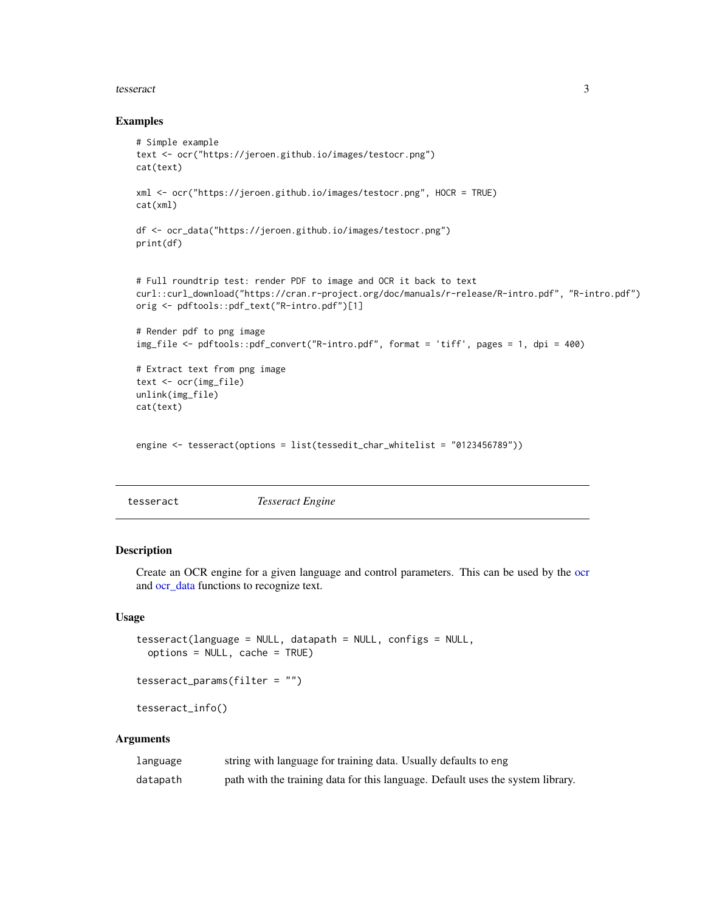## Examples

```
# Simple example
text <- ocr("https://jeroen.github.io/images/testocr.png")
cat(text)

xml <- ocr("https://jeroen.github.io/images/testocr.png", HOCR = TRUE)
cat(xml)

df <- ocr_data("https://jeroen.github.io/images/testocr.png")
print(df)


# Full roundtrip test: render PDF to image and OCR it back to text
curl::curl_download("https://cran.r-project.org/doc/manuals/r-release/R-intro.pdf", "R-intro.pdf")
orig <- pdftools::pdf_text("R-intro.pdf")[1]

# Render pdf to png image
img_file <- pdftools::pdf_convert("R-intro.pdf", format = 'tiff', pages = 1, dpi = 400)

# Extract text from png image
text <- ocr(img_file)
unlink(img_file)
cat(text)


engine <- tesseract(options = list(tessedit_char_whitelist = "0123456789"))
```

---

`tesseract` *Tesseract Engine*

---

## Description

Create an OCR engine for a given language and control parameters. This can be used by the ocr and ocr_data functions to recognize text.

## Usage

```
tesseract(language = NULL, datapath = NULL, configs = NULL,
  options = NULL, cache = TRUE)

tesseract_params(filter = "")

tesseract_info()
```

## Arguments

| | |
|---|---|
| `language` | string with language for training data. Usually defaults to eng |
| `datapath` | path with the training data for this language. Default uses the system library. |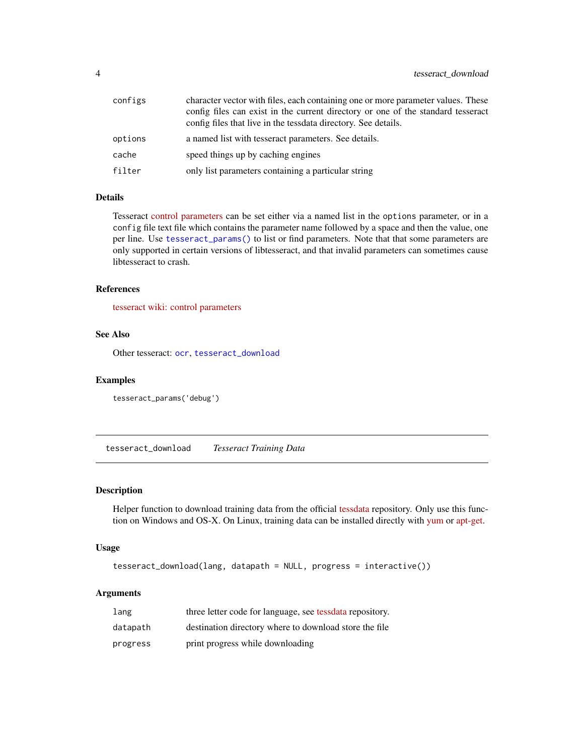| | |
|---|---|
| configs | character vector with files, each containing one or more parameter values. These config files can exist in the current directory or one of the standard tesseract config files that live in the tessdata directory. See details. |
| options | a named list with tesseract parameters. See details. |
| cache | speed things up by caching engines |
| filter | only list parameters containing a particular string |

### Details

Tesseract control parameters can be set either via a named list in the `options` parameter, or in a `config` file text file which contains the parameter name followed by a space and then the value, one per line. Use `tesseract_params()` to list or find parameters. Note that that some parameters are only supported in certain versions of libtesseract, and that invalid parameters can sometimes cause libtesseract to crash.

### References

tesseract wiki: control parameters

### See Also

Other tesseract: `ocr`, `tesseract_download`

### Examples

```
tesseract_params('debug')
```

---

## `tesseract_download` *Tesseract Training Data*

### Description

Helper function to download training data from the official tessdata repository. Only use this function on Windows and OS-X. On Linux, training data can be installed directly with yum or apt-get.

### Usage

```
tesseract_download(lang, datapath = NULL, progress = interactive())
```

### Arguments

| | |
|---|---|
| lang | three letter code for language, see tessdata repository. |
| datapath | destination directory where to download store the file |
| progress | print progress while downloading |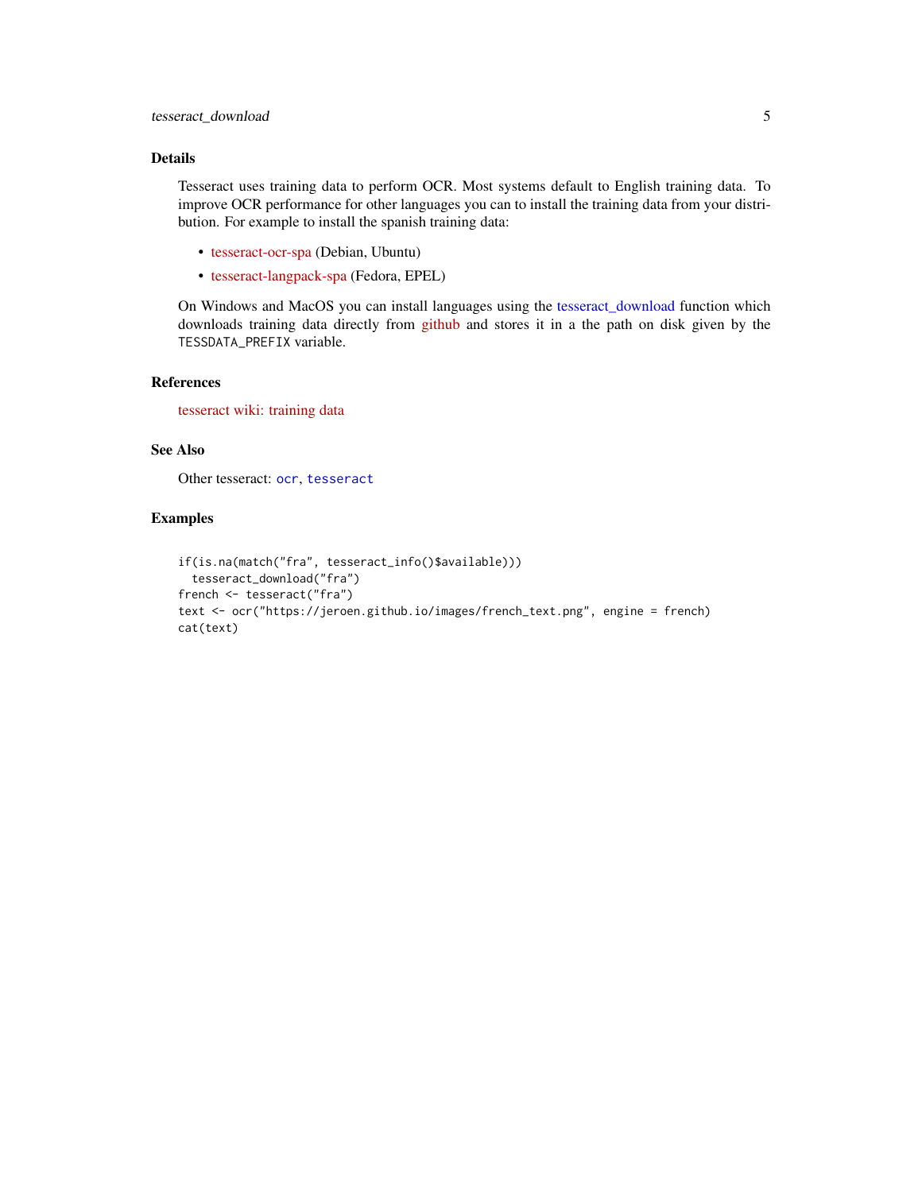### Details

Tesseract uses training data to perform OCR. Most systems default to English training data. To improve OCR performance for other languages you can to install the training data from your distribution. For example to install the spanish training data:

- tesseract-ocr-spa (Debian, Ubuntu)
- tesseract-langpack-spa (Fedora, EPEL)

On Windows and MacOS you can install languages using the tesseract_download function which downloads training data directly from github and stores it in a the path on disk given by the `TESSDATA_PREFIX` variable.

### References

tesseract wiki: training data

### See Also

Other tesseract: `ocr`, `tesseract`

### Examples

```
if(is.na(match("fra", tesseract_info()$available)))
  tesseract_download("fra")
french <- tesseract("fra")
text <- ocr("https://jeroen.github.io/images/french_text.png", engine = french)
cat(text)
```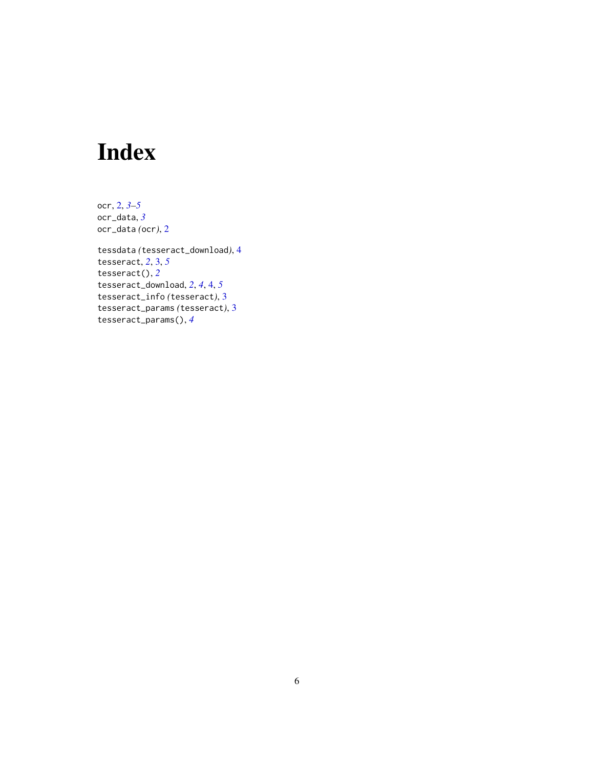# Index

ocr, 2, *3–5*
ocr_data, *3*
ocr_data (ocr), 2

tessdata (tesseract_download), 4
tesseract, *2*, 3, *5*
tesseract(), *2*
tesseract_download, *2*, *4*, 4, *5*
tesseract_info (tesseract), 3
tesseract_params (tesseract), 3
tesseract_params(), *4*